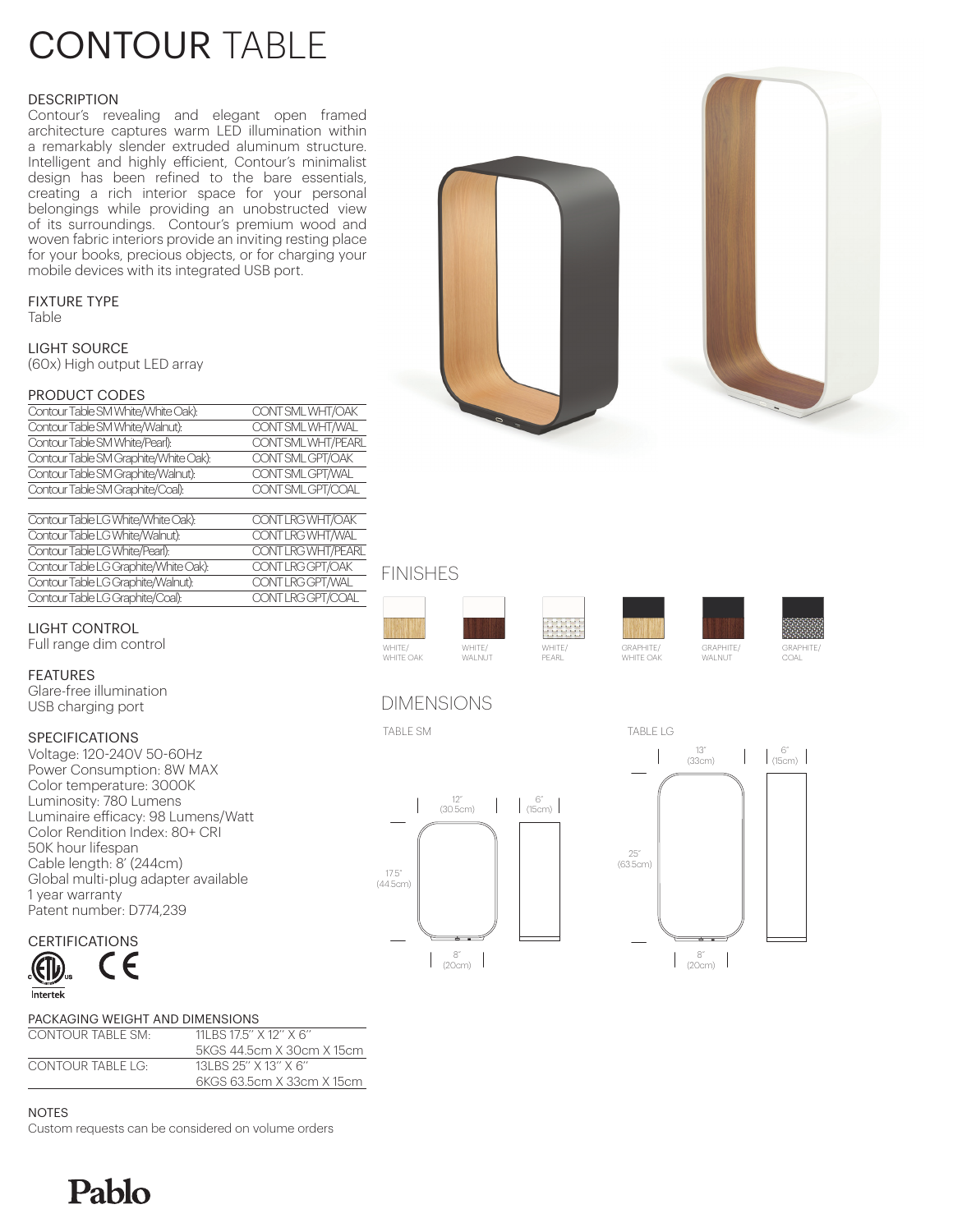# CONTOUR TABLE

## DESCRIPTION

Contour's revealing and elegant open framed architecture captures warm LED illumination within a remarkably slender extruded aluminum structure. Intelligent and highly efficient, Contour's minimalist design has been refined to the bare essentials, creating a rich interior space for your personal belongings while providing an unobstructed view of its surroundings. Contour's premium wood and woven fabric interiors provide an inviting resting place for your books, precious objects, or for charging your mobile devices with its integrated USB port.

## FIXTURE TYPE

Table

## LIGHT SOURCE

(60x) High output LED array

## PRODUCT CODES

| | |
|---|---|
| Contour Table SM White/White Oak): | CONT SML WHT/OAK |
| Contour Table SM White/Walnut): | CONT SML WHT/WAL |
| Contour Table SM White/Pearl): | CONT SML WHT/PEARL |
| Contour Table SM Graphite/White Oak): | CONT SML GPT/OAK |
| Contour Table SM Graphite/Walnut): | CONT SML GPT/WAL |
| Contour Table SM Graphite/Coal): | CONT SML GPT/COAL |

| | |
|---|---|
| Contour Table LG White/White Oak): | CONT LRG WHT/OAK |
| Contour Table LG White/Walnut): | CONT LRG WHT/WAL |
| Contour Table LG White/Pearl): | CONT LRG WHT/PEARL |
| Contour Table LG Graphite/White Oak): | CONT LRG GPT/OAK |
| Contour Table LG Graphite/Walnut): | CONT LRG GPT/WAL |
| Contour Table LG Graphite/Coal): | CONT LRG GPT/COAL |

## LIGHT CONTROL

Full range dim control

## FEATURES

Glare-free illumination
USB charging port

## SPECIFICATIONS

Voltage: 120-240V 50-60Hz
Power Consumption: 8W MAX
Color temperature: 3000K
Luminosity: 780 Lumens
Luminaire efficacy: 98 Lumens/Watt
Color Rendition Index: 80+ CRI
50K hour lifespan
Cable length: 8' (244cm)
Global multi-plug adapter available
1 year warranty
Patent number: D774,239

## CERTIFICATIONS

Intertek

## PACKAGING WEIGHT AND DIMENSIONS

| | |
|---|---|
| CONTOUR TABLE SM: | 11LBS 17.5" X 12" X 6"<br>5KGS 44.5cm X 30cm X 15cm |
| CONTOUR TABLE LG: | 13LBS 25" X 13" X 6"<br>6KGS 63.5cm X 33cm X 15cm |

## NOTES

Custom requests can be considered on volume orders

## FINISHES

WHITE/ WHITE OAK | WHITE/ WALNUT | WHITE/ PEARL | GRAPHITE/ WHITE OAK | GRAPHITE/ WALNUT | GRAPHITE/ COAL

## DIMENSIONS

TABLE SM

12" (30.5cm) | 6" (15cm) | 17.5" (44.5cm) | 8" (20cm)

TABLE LG

13" (33cm) | 6" (15cm) | 25" (63.5cm) | 8" (20cm)

Pablo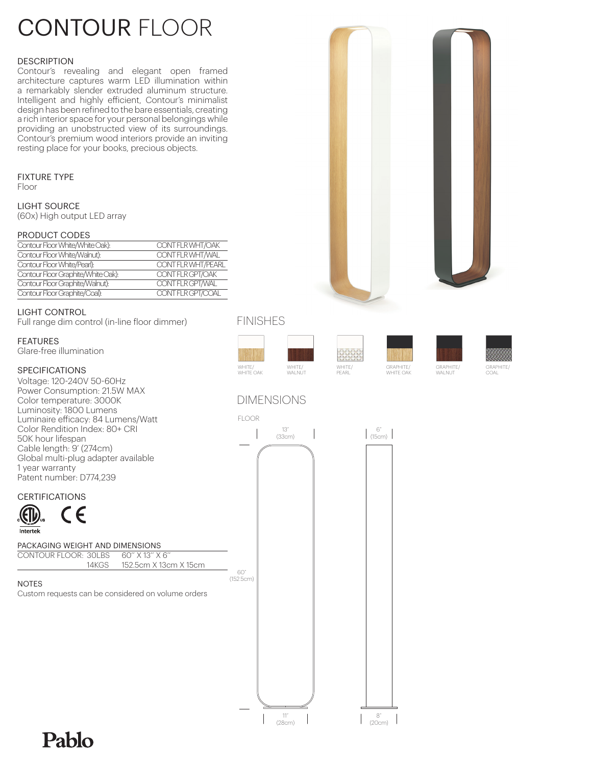# CONTOUR FLOOR

## DESCRIPTION

Contour's revealing and elegant open framed architecture captures warm LED illumination within a remarkably slender extruded aluminum structure. Intelligent and highly efficient, Contour's minimalist design has been refined to the bare essentials, creating a rich interior space for your personal belongings while providing an unobstructed view of its surroundings. Contour's premium wood interiors provide an inviting resting place for your books, precious objects.

## FIXTURE TYPE

Floor

## LIGHT SOURCE

(60x) High output LED array

## PRODUCT CODES

| | |
|---|---|
| Contour Floor White/White Oak): | CONT FLR WHT/OAK |
| Contour Floor White/Walnut): | CONT FLR WHT/WAL |
| Contour Floor White/Pearl): | CONT FLR WHT/PEARL |
| Contour Floor Graphite/White Oak): | CONT FLR GPT/OAK |
| Contour Floor Graphite/Walnut): | CONT FLR GPT/WAL |
| Contour Floor Graphite/Coal): | CONT FLR GPT/COAL |

## LIGHT CONTROL

Full range dim control (in-line floor dimmer)

## FEATURES

Glare-free illumination

## SPECIFICATIONS

Voltage: 120-240V 50-60Hz
Power Consumption: 21.5W MAX
Color temperature: 3000K
Luminosity: 1800 Lumens
Luminaire efficacy: 84 Lumens/Watt
Color Rendition Index: 80+ CRI
50K hour lifespan
Cable length: 9' (274cm)
Global multi-plug adapter available
1 year warranty
Patent number: D774,239

## CERTIFICATIONS

Intertek

## PACKAGING WEIGHT AND DIMENSIONS

| | | |
|---|---|---|
| CONTOUR FLOOR: | 30LBS | 60'' X 13'' X 6'' |
| | 14KGS | 152.5cm X 13cm X 15cm |

## NOTES

Custom requests can be considered on volume orders

## FINISHES

WHITE/ WHITE OAK
WHITE/ WALNUT
WHITE/ PEARL
GRAPHITE/ WHITE OAK
GRAPHITE/ WALNUT
GRAPHITE/ COAL

## DIMENSIONS

FLOOR

13" (33cm)
6" (15cm)
60" (152.5cm)
11" (28cm)
8" (20cm)

Pablo